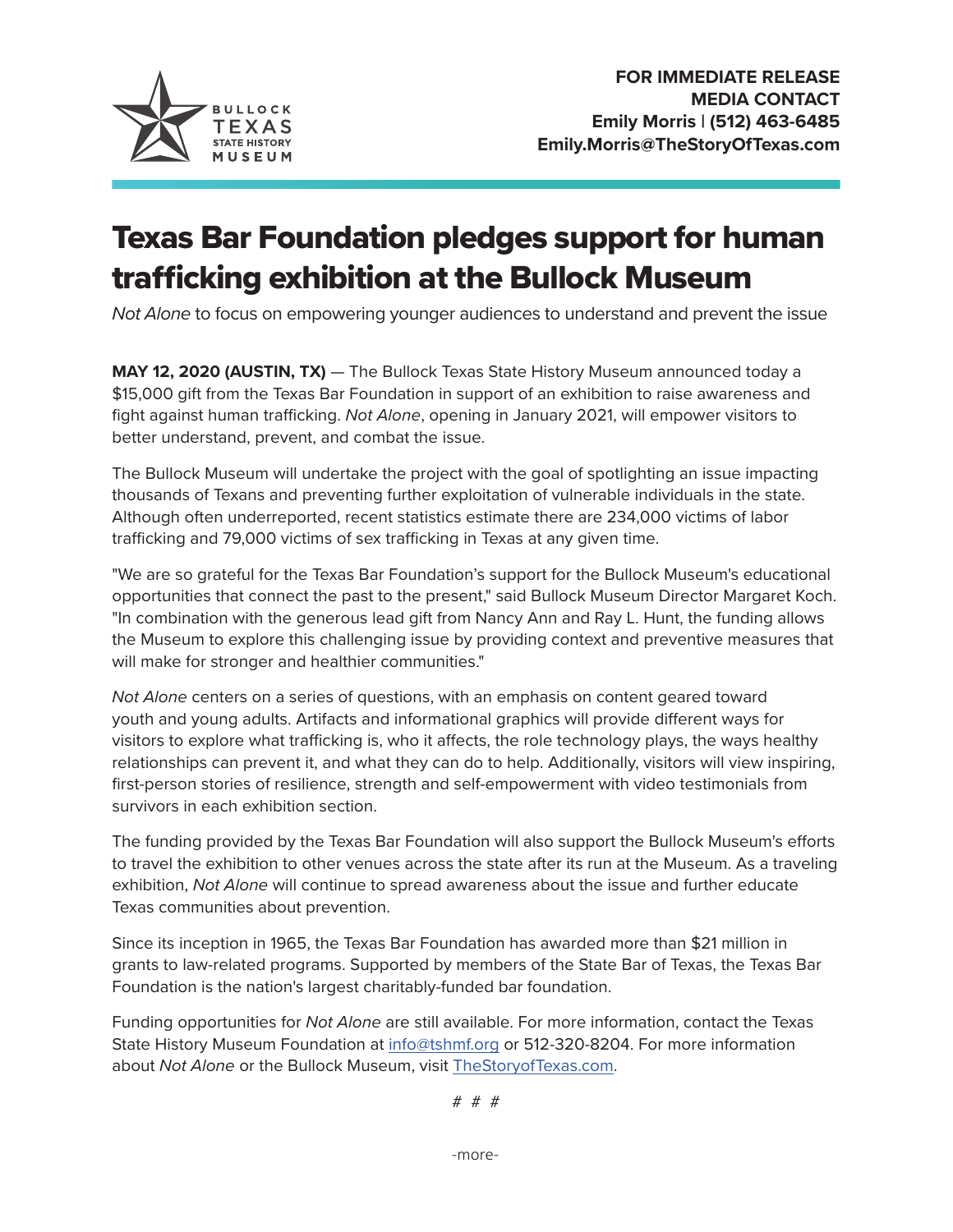BULLOCK TEXAS STATE HISTORY MUSEUM

**FOR IMMEDIATE RELEASE**
**MEDIA CONTACT**
**Emily Morris | (512) 463-6485**
**Emily.Morris@TheStoryOfTexas.com**

# Texas Bar Foundation pledges support for human trafficking exhibition at the Bullock Museum

*Not Alone* to focus on empowering younger audiences to understand and prevent the issue

**MAY 12, 2020 (AUSTIN, TX)** — The Bullock Texas State History Museum announced today a $15,000 gift from the Texas Bar Foundation in support of an exhibition to raise awareness and fight against human trafficking. *Not Alone*, opening in January 2021, will empower visitors to better understand, prevent, and combat the issue.

The Bullock Museum will undertake the project with the goal of spotlighting an issue impacting thousands of Texans and preventing further exploitation of vulnerable individuals in the state. Although often underreported, recent statistics estimate there are 234,000 victims of labor trafficking and 79,000 victims of sex trafficking in Texas at any given time.

"We are so grateful for the Texas Bar Foundation's support for the Bullock Museum's educational opportunities that connect the past to the present," said Bullock Museum Director Margaret Koch. "In combination with the generous lead gift from Nancy Ann and Ray L. Hunt, the funding allows the Museum to explore this challenging issue by providing context and preventive measures that will make for stronger and healthier communities."

*Not Alone* centers on a series of questions, with an emphasis on content geared toward youth and young adults. Artifacts and informational graphics will provide different ways for visitors to explore what trafficking is, who it affects, the role technology plays, the ways healthy relationships can prevent it, and what they can do to help. Additionally, visitors will view inspiring, first-person stories of resilience, strength and self-empowerment with video testimonials from survivors in each exhibition section.

The funding provided by the Texas Bar Foundation will also support the Bullock Museum's efforts to travel the exhibition to other venues across the state after its run at the Museum. As a traveling exhibition, *Not Alone* will continue to spread awareness about the issue and further educate Texas communities about prevention.

Since its inception in 1965, the Texas Bar Foundation has awarded more than $21 million in grants to law-related programs. Supported by members of the State Bar of Texas, the Texas Bar Foundation is the nation's largest charitably-funded bar foundation.

Funding opportunities for *Not Alone* are still available. For more information, contact the Texas State History Museum Foundation at info@tshmf.org or 512-320-8204. For more information about *Not Alone* or the Bullock Museum, visit TheStoryofTexas.com.

# # #

-more-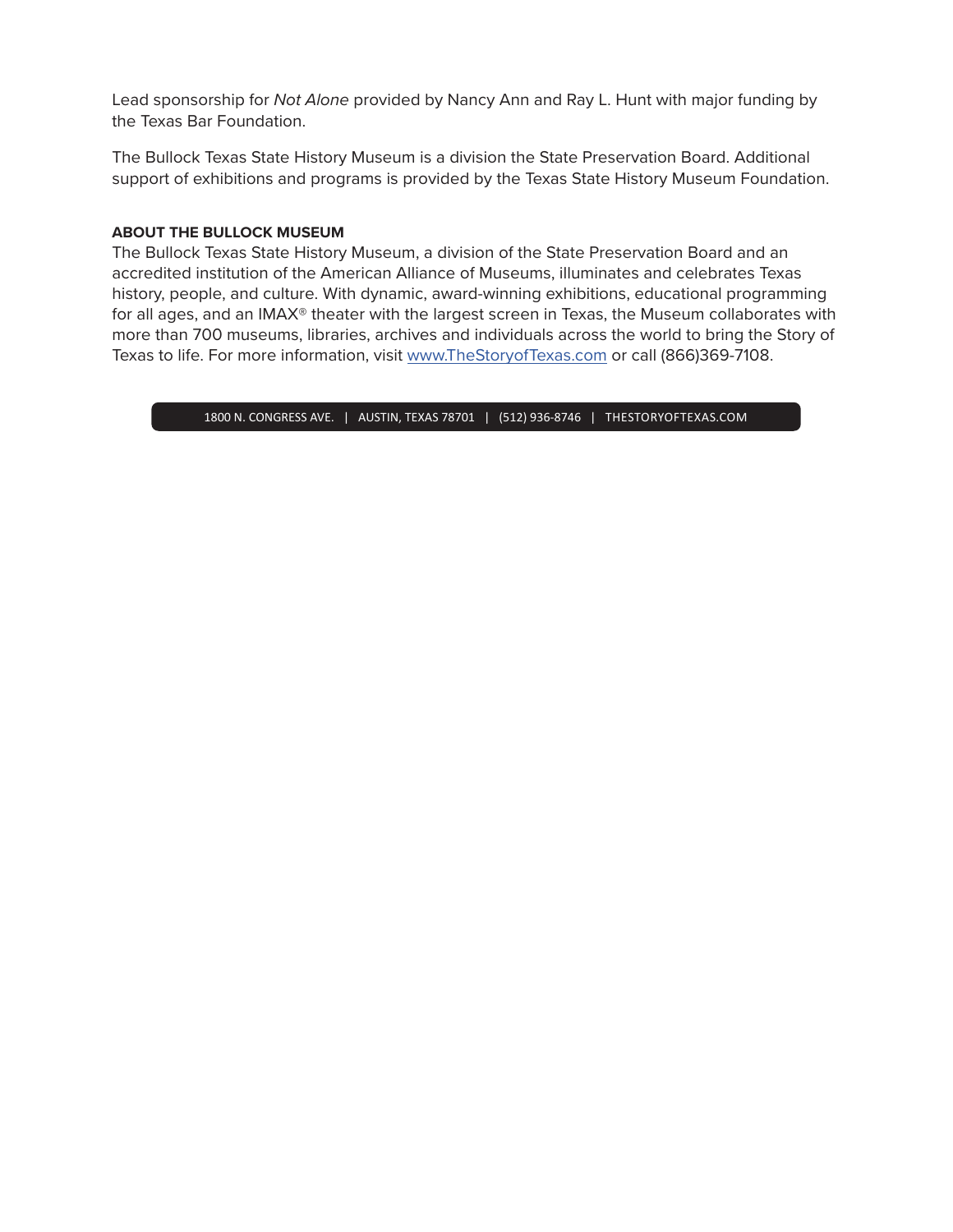Lead sponsorship for *Not Alone* provided by Nancy Ann and Ray L. Hunt with major funding by the Texas Bar Foundation.

The Bullock Texas State History Museum is a division the State Preservation Board. Additional support of exhibitions and programs is provided by the Texas State History Museum Foundation.

**ABOUT THE BULLOCK MUSEUM**

The Bullock Texas State History Museum, a division of the State Preservation Board and an accredited institution of the American Alliance of Museums, illuminates and celebrates Texas history, people, and culture. With dynamic, award-winning exhibitions, educational programming for all ages, and an IMAX® theater with the largest screen in Texas, the Museum collaborates with more than 700 museums, libraries, archives and individuals across the world to bring the Story of Texas to life. For more information, visit [www.TheStoryofTexas.com](http://www.TheStoryofTexas.com) or call (866)369-7108.

1800 N. CONGRESS AVE. | AUSTIN, TEXAS 78701 | (512) 936-8746 | THESTORYOFTEXAS.COM